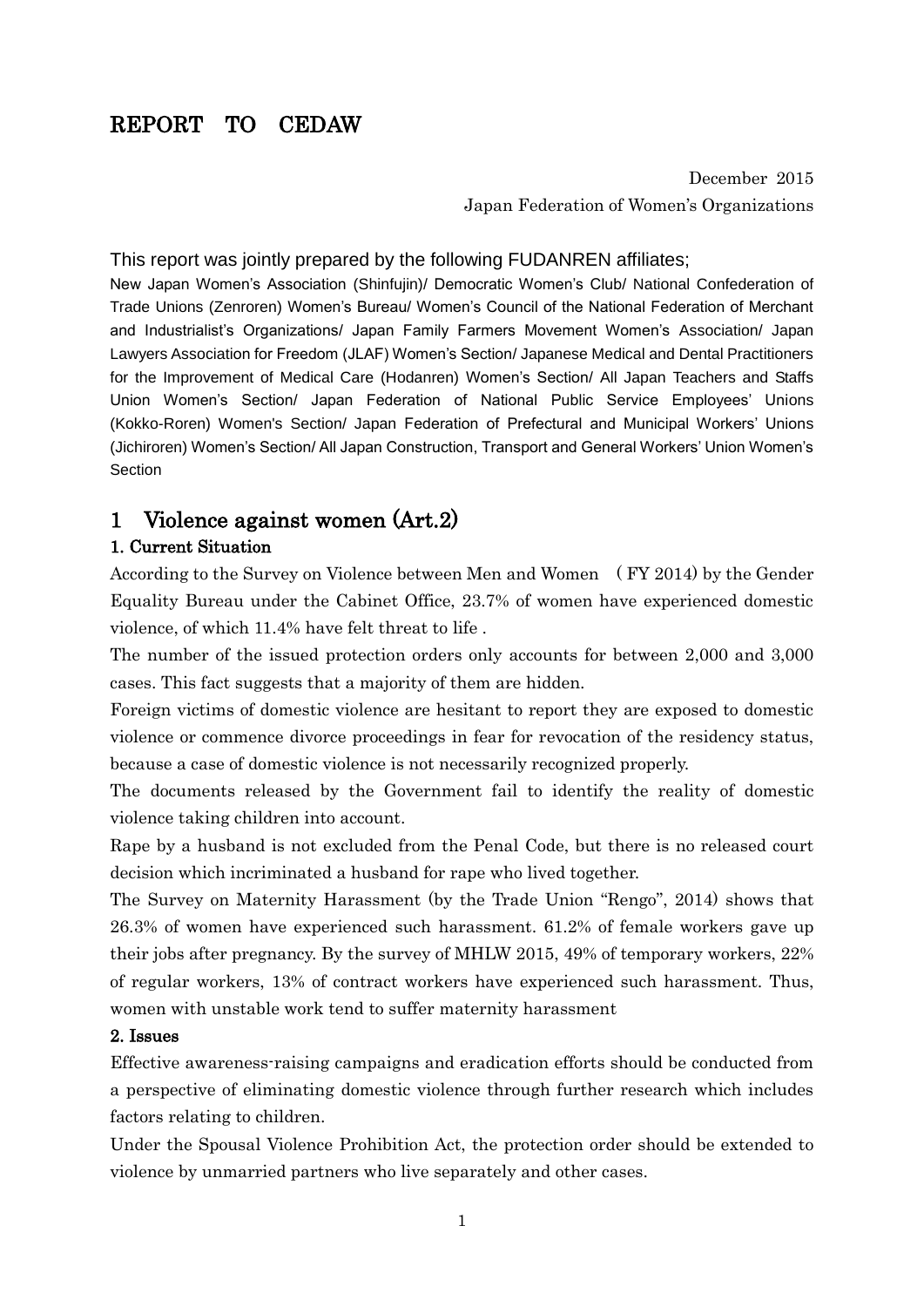# REPORT TO CEDAW

December 2015

Japan Federation of Women's Organizations

This report was jointly prepared by the following FUDANREN affiliates;

New Japan Women's Association (Shinfujin)/ Democratic Women's Club/ National Confederation of Trade Unions (Zenroren) Women's Bureau/ Women's Council of the National Federation of Merchant and Industrialist's Organizations/ Japan Family Farmers Movement Women's Association/ Japan Lawyers Association for Freedom (JLAF) Women's Section/ Japanese Medical and Dental Practitioners for the Improvement of Medical Care (Hodanren) Women's Section/ All Japan Teachers and Staffs Union Women's Section/ Japan Federation of National Public Service Employees' Unions (Kokko-Roren) Women's Section/ Japan Federation of Prefectural and Municipal Workers' Unions (Jichiroren) Women's Section/ All Japan Construction, Transport and General Workers' Union Women's Section

## 1 Violence against women (Art.2)

### 1. Current Situation

According to the Survey on Violence between Men and Women ( FY 2014) by the Gender Equality Bureau under the Cabinet Office, 23.7% of women have experienced domestic violence, of which 11.4% have felt threat to life .

The number of the issued protection orders only accounts for between 2,000 and 3,000 cases. This fact suggests that a majority of them are hidden.

Foreign victims of domestic violence are hesitant to report they are exposed to domestic violence or commence divorce proceedings in fear for revocation of the residency status, because a case of domestic violence is not necessarily recognized properly.

The documents released by the Government fail to identify the reality of domestic violence taking children into account.

Rape by a husband is not excluded from the Penal Code, but there is no released court decision which incriminated a husband for rape who lived together.

The Survey on Maternity Harassment (by the Trade Union "Rengo", 2014) shows that 26.3% of women have experienced such harassment. 61.2% of female workers gave up their jobs after pregnancy. By the survey of MHLW 2015, 49% of temporary workers, 22% of regular workers, 13% of contract workers have experienced such harassment. Thus, women with unstable work tend to suffer maternity harassment

### 2. Issues

Effective awareness-raising campaigns and eradication efforts should be conducted from a perspective of eliminating domestic violence through further research which includes factors relating to children.

Under the Spousal Violence Prohibition Act, the protection order should be extended to violence by unmarried partners who live separately and other cases.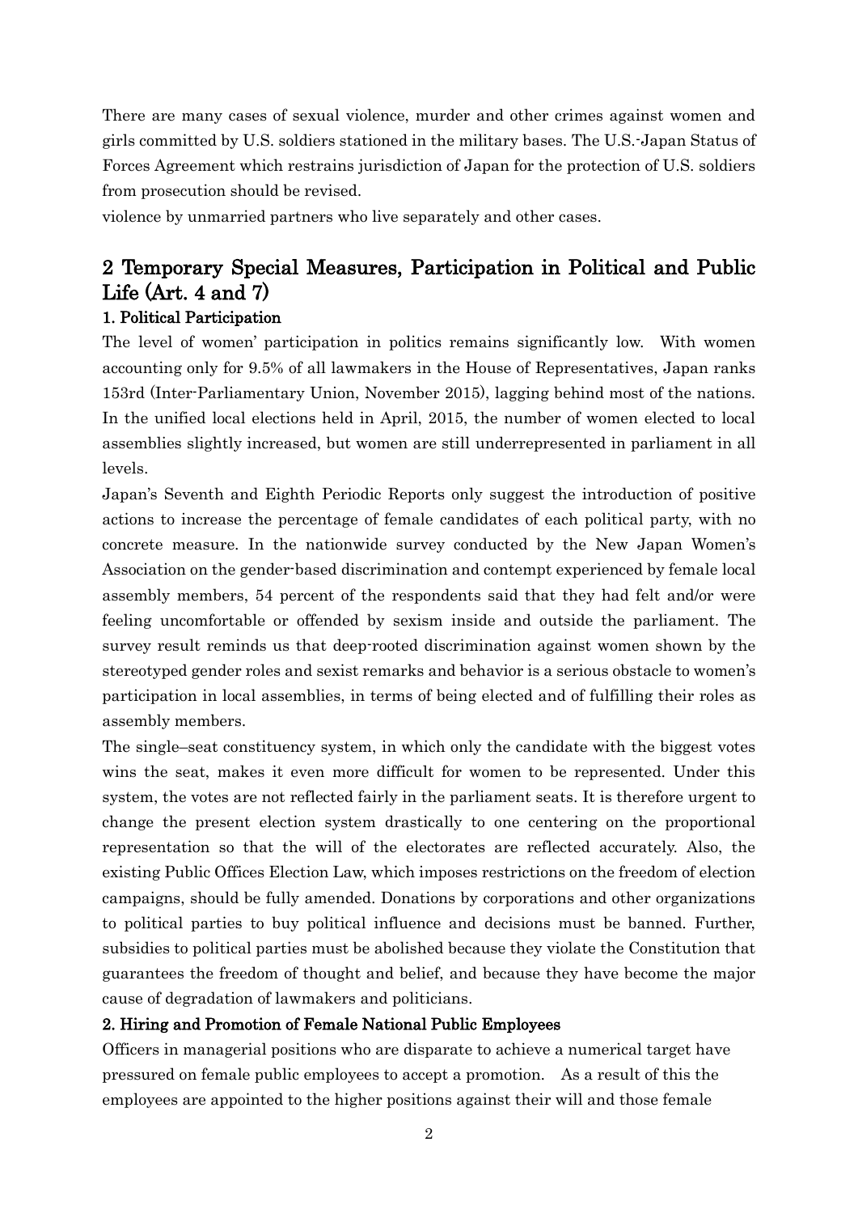There are many cases of sexual violence, murder and other crimes against women and girls committed by U.S. soldiers stationed in the military bases. The U.S.-Japan Status of Forces Agreement which restrains jurisdiction of Japan for the protection of U.S. soldiers from prosecution should be revised.

violence by unmarried partners who live separately and other cases.

## 2 Temporary Special Measures, Participation in Political and Public Life (Art. 4 and 7)

### 1. Political Participation

The level of women' participation in politics remains significantly low. With women accounting only for 9.5% of all lawmakers in the House of Representatives, Japan ranks 153rd (Inter-Parliamentary Union, November 2015), lagging behind most of the nations. In the unified local elections held in April, 2015, the number of women elected to local assemblies slightly increased, but women are still underrepresented in parliament in all levels.

Japan's Seventh and Eighth Periodic Reports only suggest the introduction of positive actions to increase the percentage of female candidates of each political party, with no concrete measure. In the nationwide survey conducted by the New Japan Women's Association on the gender-based discrimination and contempt experienced by female local assembly members, 54 percent of the respondents said that they had felt and/or were feeling uncomfortable or offended by sexism inside and outside the parliament. The survey result reminds us that deep-rooted discrimination against women shown by the stereotyped gender roles and sexist remarks and behavior is a serious obstacle to women's participation in local assemblies, in terms of being elected and of fulfilling their roles as assembly members.

The single–seat constituency system, in which only the candidate with the biggest votes wins the seat, makes it even more difficult for women to be represented. Under this system, the votes are not reflected fairly in the parliament seats. It is therefore urgent to change the present election system drastically to one centering on the proportional representation so that the will of the electorates are reflected accurately. Also, the existing Public Offices Election Law, which imposes restrictions on the freedom of election campaigns, should be fully amended. Donations by corporations and other organizations to political parties to buy political influence and decisions must be banned. Further, subsidies to political parties must be abolished because they violate the Constitution that guarantees the freedom of thought and belief, and because they have become the major cause of degradation of lawmakers and politicians.

### 2. Hiring and Promotion of Female National Public Employees

Officers in managerial positions who are disparate to achieve a numerical target have pressured on female public employees to accept a promotion. As a result of this the employees are appointed to the higher positions against their will and those female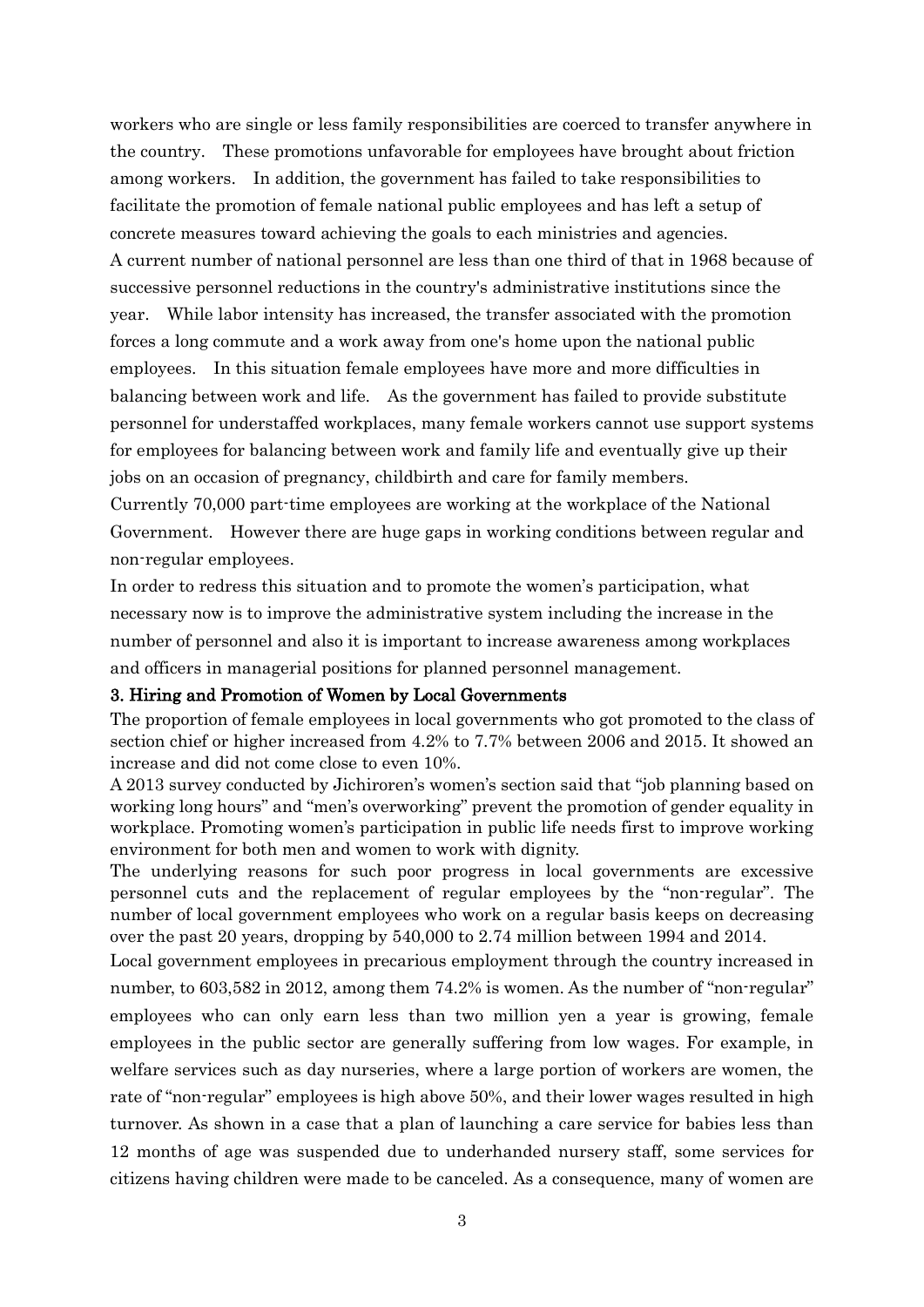workers who are single or less family responsibilities are coerced to transfer anywhere in the country. These promotions unfavorable for employees have brought about friction among workers. In addition, the government has failed to take responsibilities to facilitate the promotion of female national public employees and has left a setup of concrete measures toward achieving the goals to each ministries and agencies.

A current number of national personnel are less than one third of that in 1968 because of successive personnel reductions in the country's administrative institutions since the year. While labor intensity has increased, the transfer associated with the promotion forces a long commute and a work away from one's home upon the national public employees. In this situation female employees have more and more difficulties in balancing between work and life. As the government has failed to provide substitute personnel for understaffed workplaces, many female workers cannot use support systems for employees for balancing between work and family life and eventually give up their jobs on an occasion of pregnancy, childbirth and care for family members.

Currently 70,000 part-time employees are working at the workplace of the National Government. However there are huge gaps in working conditions between regular and non-regular employees.

In order to redress this situation and to promote the women's participation, what necessary now is to improve the administrative system including the increase in the number of personnel and also it is important to increase awareness among workplaces and officers in managerial positions for planned personnel management.

### 3. Hiring and Promotion of Women by Local Governments

The proportion of female employees in local governments who got promoted to the class of section chief or higher increased from 4.2% to 7.7% between 2006 and 2015. It showed an increase and did not come close to even 10%.

A 2013 survey conducted by Jichiroren's women's section said that "job planning based on working long hours" and "men's overworking" prevent the promotion of gender equality in workplace. Promoting women's participation in public life needs first to improve working environment for both men and women to work with dignity.

The underlying reasons for such poor progress in local governments are excessive personnel cuts and the replacement of regular employees by the "non-regular". The number of local government employees who work on a regular basis keeps on decreasing over the past 20 years, dropping by 540,000 to 2.74 million between 1994 and 2014.

Local government employees in precarious employment through the country increased in number, to 603,582 in 2012, among them 74.2% is women. As the number of "non-regular" employees who can only earn less than two million yen a year is growing, female employees in the public sector are generally suffering from low wages. For example, in welfare services such as day nurseries, where a large portion of workers are women, the rate of "non-regular" employees is high above 50%, and their lower wages resulted in high turnover. As shown in a case that a plan of launching a care service for babies less than 12 months of age was suspended due to underhanded nursery staff, some services for citizens having children were made to be canceled. As a consequence, many of women are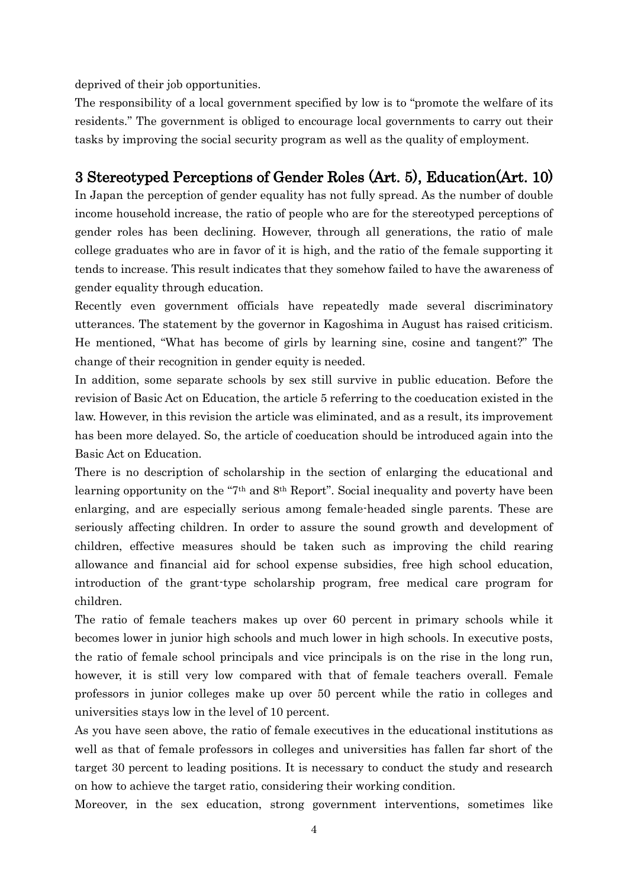deprived of their job opportunities.

The responsibility of a local government specified by low is to "promote the welfare of its residents." The government is obliged to encourage local governments to carry out their tasks by improving the social security program as well as the quality of employment.

## 3 Stereotyped Perceptions of Gender Roles (Art. 5), Education(Art. 10)

In Japan the perception of gender equality has not fully spread. As the number of double income household increase, the ratio of people who are for the stereotyped perceptions of gender roles has been declining. However, through all generations, the ratio of male college graduates who are in favor of it is high, and the ratio of the female supporting it tends to increase. This result indicates that they somehow failed to have the awareness of gender equality through education.

Recently even government officials have repeatedly made several discriminatory utterances. The statement by the governor in Kagoshima in August has raised criticism. He mentioned, "What has become of girls by learning sine, cosine and tangent?" The change of their recognition in gender equity is needed.

In addition, some separate schools by sex still survive in public education. Before the revision of Basic Act on Education, the article 5 referring to the coeducation existed in the law. However, in this revision the article was eliminated, and as a result, its improvement has been more delayed. So, the article of coeducation should be introduced again into the Basic Act on Education.

There is no description of scholarship in the section of enlarging the educational and learning opportunity on the "7th and 8th Report". Social inequality and poverty have been enlarging, and are especially serious among female-headed single parents. These are seriously affecting children. In order to assure the sound growth and development of children, effective measures should be taken such as improving the child rearing allowance and financial aid for school expense subsidies, free high school education, introduction of the grant-type scholarship program, free medical care program for children.

The ratio of female teachers makes up over 60 percent in primary schools while it becomes lower in junior high schools and much lower in high schools. In executive posts, the ratio of female school principals and vice principals is on the rise in the long run, however, it is still very low compared with that of female teachers overall. Female professors in junior colleges make up over 50 percent while the ratio in colleges and universities stays low in the level of 10 percent.

As you have seen above, the ratio of female executives in the educational institutions as well as that of female professors in colleges and universities has fallen far short of the target 30 percent to leading positions. It is necessary to conduct the study and research on how to achieve the target ratio, considering their working condition.

Moreover, in the sex education, strong government interventions, sometimes like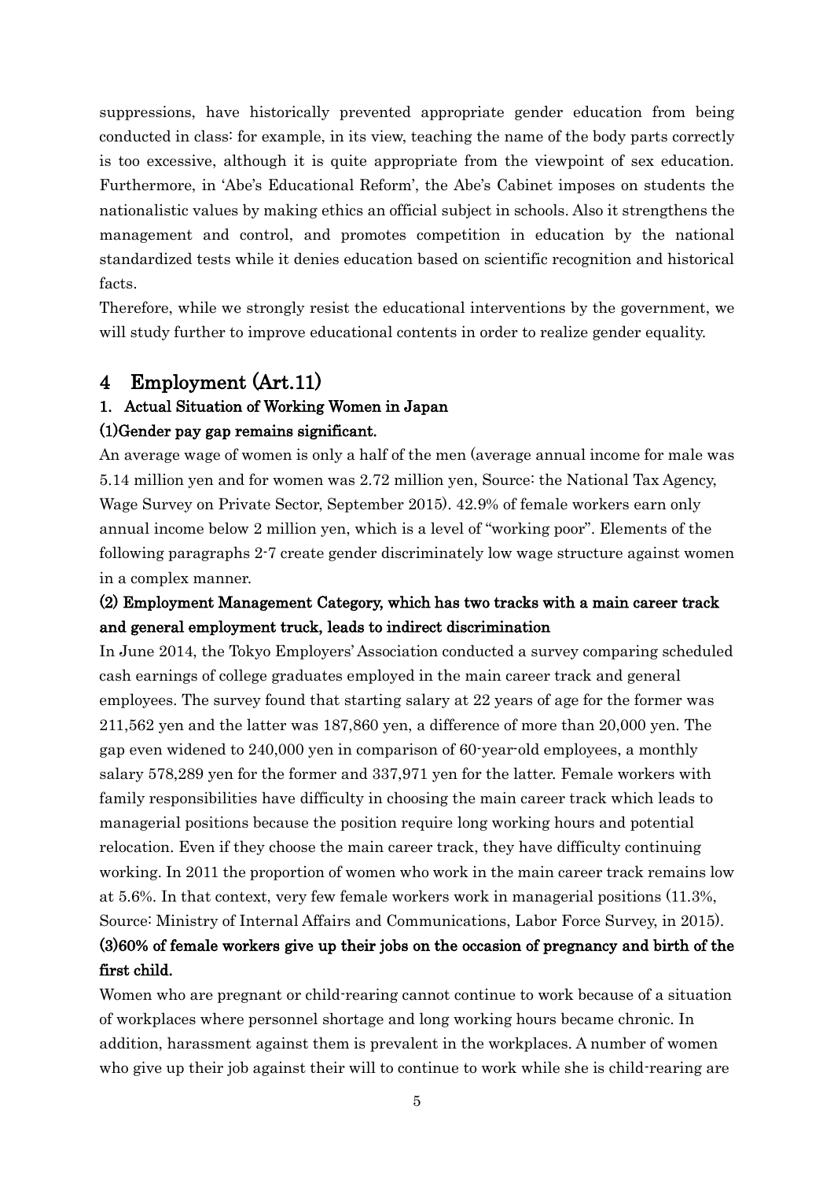suppressions, have historically prevented appropriate gender education from being conducted in class: for example, in its view, teaching the name of the body parts correctly is too excessive, although it is quite appropriate from the viewpoint of sex education. Furthermore, in 'Abe's Educational Reform', the Abe's Cabinet imposes on students the nationalistic values by making ethics an official subject in schools. Also it strengthens the management and control, and promotes competition in education by the national standardized tests while it denies education based on scientific recognition and historical facts.

Therefore, while we strongly resist the educational interventions by the government, we will study further to improve educational contents in order to realize gender equality.

## 4 Employment (Art.11)

### 1. Actual Situation of Working Women in Japan

#### (1)Gender pay gap remains significant.

An average wage of women is only a half of the men (average annual income for male was 5.14 million yen and for women was 2.72 million yen, Source: the National Tax Agency, Wage Survey on Private Sector, September 2015). 42.9% of female workers earn only annual income below 2 million yen, which is a level of "working poor". Elements of the following paragraphs 2-7 create gender discriminately low wage structure against women in a complex manner.

#### (2) Employment Management Category, which has two tracks with a main career track and general employment truck, leads to indirect discrimination

In June 2014, the Tokyo Employers' Association conducted a survey comparing scheduled cash earnings of college graduates employed in the main career track and general employees. The survey found that starting salary at 22 years of age for the former was 211,562 yen and the latter was 187,860 yen, a difference of more than 20,000 yen. The gap even widened to 240,000 yen in comparison of 60-year-old employees, a monthly salary 578,289 yen for the former and 337,971 yen for the latter. Female workers with family responsibilities have difficulty in choosing the main career track which leads to managerial positions because the position require long working hours and potential relocation. Even if they choose the main career track, they have difficulty continuing working. In 2011 the proportion of women who work in the main career track remains low at 5.6%. In that context, very few female workers work in managerial positions (11.3%, Source: Ministry of Internal Affairs and Communications, Labor Force Survey, in 2015).

#### (3)60% of female workers give up their jobs on the occasion of pregnancy and birth of the first child.

Women who are pregnant or child-rearing cannot continue to work because of a situation of workplaces where personnel shortage and long working hours became chronic. In addition, harassment against them is prevalent in the workplaces. A number of women who give up their job against their will to continue to work while she is child-rearing are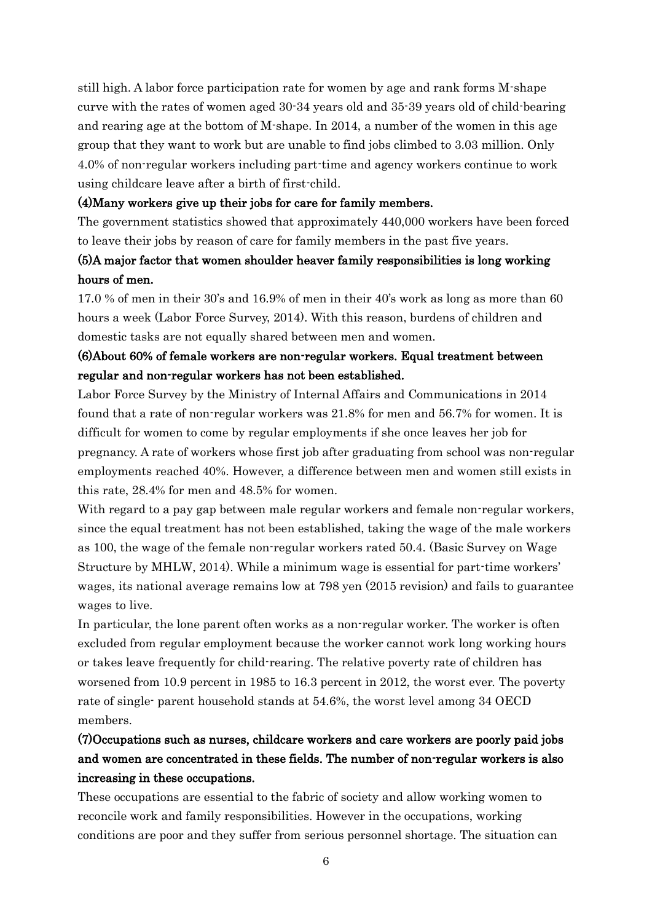still high. A labor force participation rate for women by age and rank forms M-shape curve with the rates of women aged 30-34 years old and 35-39 years old of child-bearing and rearing age at the bottom of M-shape. In 2014, a number of the women in this age group that they want to work but are unable to find jobs climbed to 3.03 million. Only 4.0% of non-regular workers including part-time and agency workers continue to work using childcare leave after a birth of first-child.

**(4)Many workers give up their jobs for care for family members.**

The government statistics showed that approximately 440,000 workers have been forced to leave their jobs by reason of care for family members in the past five years.

**(5)A major factor that women shoulder heaver family responsibilities is long working hours of men.**

17.0 % of men in their 30's and 16.9% of men in their 40's work as long as more than 60 hours a week (Labor Force Survey, 2014). With this reason, burdens of children and domestic tasks are not equally shared between men and women.

**(6)About 60% of female workers are non-regular workers. Equal treatment between regular and non-regular workers has not been established.**

Labor Force Survey by the Ministry of Internal Affairs and Communications in 2014 found that a rate of non-regular workers was 21.8% for men and 56.7% for women. It is difficult for women to come by regular employments if she once leaves her job for pregnancy. A rate of workers whose first job after graduating from school was non-regular employments reached 40%. However, a difference between men and women still exists in this rate, 28.4% for men and 48.5% for women.

With regard to a pay gap between male regular workers and female non-regular workers, since the equal treatment has not been established, taking the wage of the male workers as 100, the wage of the female non-regular workers rated 50.4. (Basic Survey on Wage Structure by MHLW, 2014). While a minimum wage is essential for part-time workers' wages, its national average remains low at 798 yen (2015 revision) and fails to guarantee wages to live.

In particular, the lone parent often works as a non-regular worker. The worker is often excluded from regular employment because the worker cannot work long working hours or takes leave frequently for child-rearing. The relative poverty rate of children has worsened from 10.9 percent in 1985 to 16.3 percent in 2012, the worst ever. The poverty rate of single- parent household stands at 54.6%, the worst level among 34 OECD members.

**(7)Occupations such as nurses, childcare workers and care workers are poorly paid jobs and women are concentrated in these fields. The number of non-regular workers is also increasing in these occupations.**

These occupations are essential to the fabric of society and allow working women to reconcile work and family responsibilities. However in the occupations, working conditions are poor and they suffer from serious personnel shortage. The situation can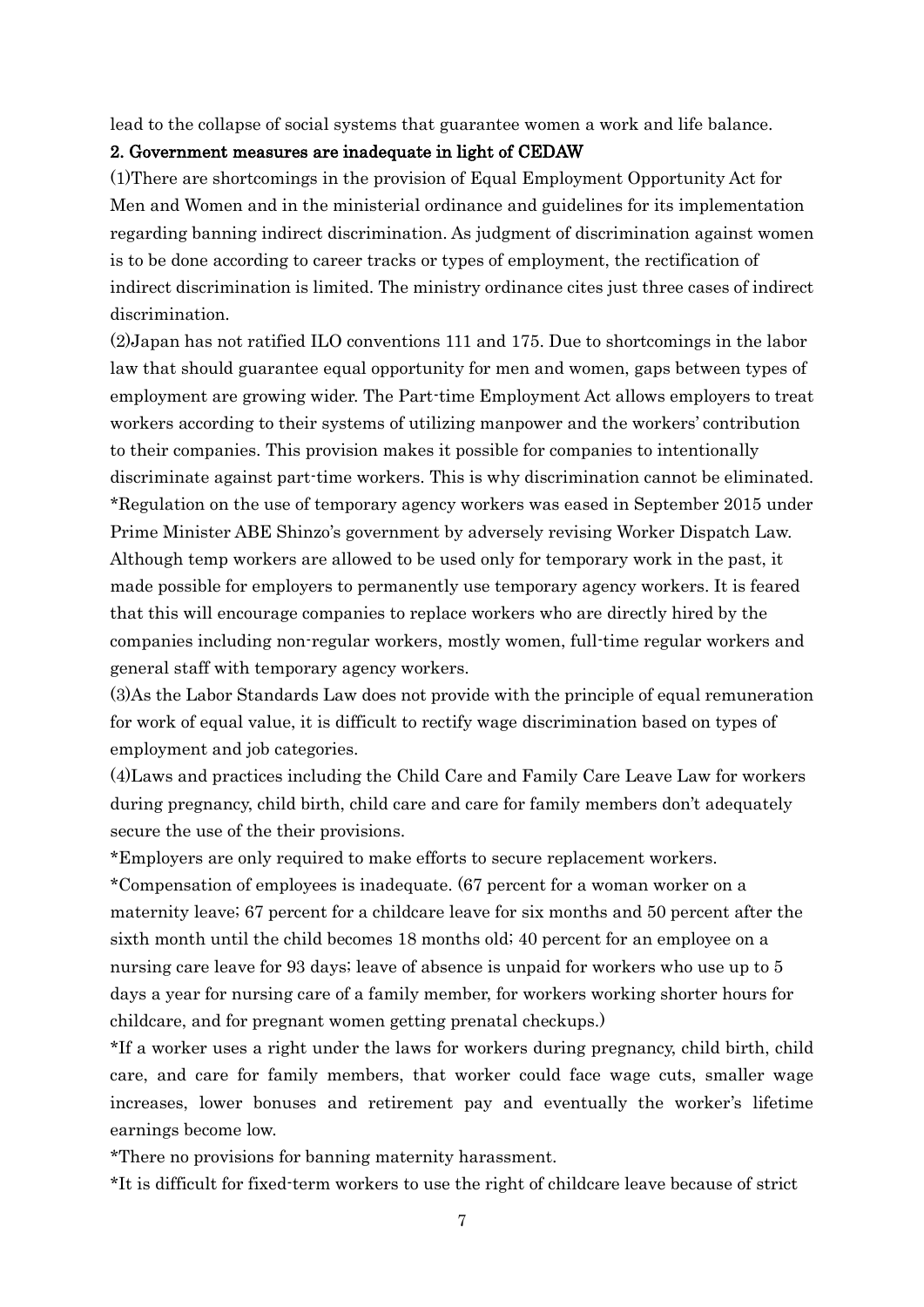lead to the collapse of social systems that guarantee women a work and life balance.

**2. Government measures are inadequate in light of CEDAW**

(1)There are shortcomings in the provision of Equal Employment Opportunity Act for Men and Women and in the ministerial ordinance and guidelines for its implementation regarding banning indirect discrimination. As judgment of discrimination against women is to be done according to career tracks or types of employment, the rectification of indirect discrimination is limited. The ministry ordinance cites just three cases of indirect discrimination.

(2)Japan has not ratified ILO conventions 111 and 175. Due to shortcomings in the labor law that should guarantee equal opportunity for men and women, gaps between types of employment are growing wider. The Part-time Employment Act allows employers to treat workers according to their systems of utilizing manpower and the workers' contribution to their companies. This provision makes it possible for companies to intentionally discriminate against part-time workers. This is why discrimination cannot be eliminated.

*Regulation on the use of temporary agency workers was eased in September 2015 under Prime Minister ABE Shinzo's government by adversely revising Worker Dispatch Law. Although temp workers are allowed to be used only for temporary work in the past, it made possible for employers to permanently use temporary agency workers. It is feared that this will encourage companies to replace workers who are directly hired by the companies including non-regular workers, mostly women, full-time regular workers and general staff with temporary agency workers.

(3)As the Labor Standards Law does not provide with the principle of equal remuneration for work of equal value, it is difficult to rectify wage discrimination based on types of employment and job categories.

(4)Laws and practices including the Child Care and Family Care Leave Law for workers during pregnancy, child birth, child care and care for family members don't adequately secure the use of the their provisions.

*Employers are only required to make efforts to secure replacement workers.

*Compensation of employees is inadequate. (67 percent for a woman worker on a maternity leave; 67 percent for a childcare leave for six months and 50 percent after the sixth month until the child becomes 18 months old; 40 percent for an employee on a nursing care leave for 93 days; leave of absence is unpaid for workers who use up to 5 days a year for nursing care of a family member, for workers working shorter hours for childcare, and for pregnant women getting prenatal checkups.)

*If a worker uses a right under the laws for workers during pregnancy, child birth, child care, and care for family members, that worker could face wage cuts, smaller wage increases, lower bonuses and retirement pay and eventually the worker's lifetime earnings become low.

*There no provisions for banning maternity harassment.

*It is difficult for fixed-term workers to use the right of childcare leave because of strict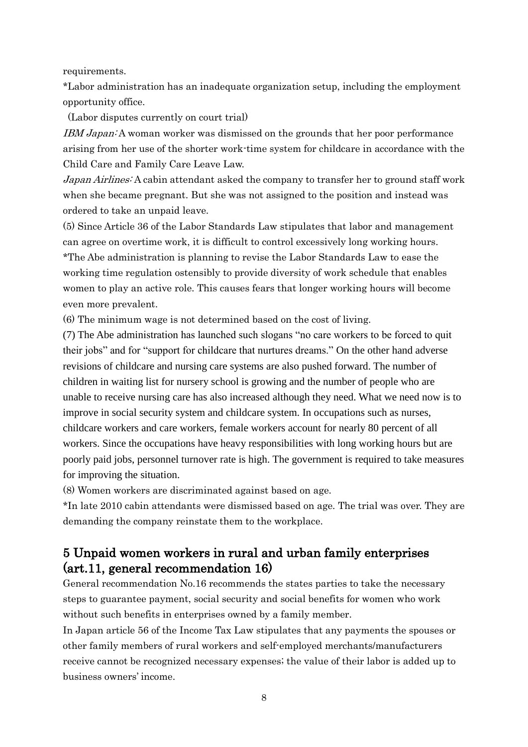requirements.

*Labor administration has an inadequate organization setup, including the employment opportunity office.

(Labor disputes currently on court trial)

*IBM Japan:* A woman worker was dismissed on the grounds that her poor performance arising from her use of the shorter work-time system for childcare in accordance with the Child Care and Family Care Leave Law.

*Japan Airlines:* A cabin attendant asked the company to transfer her to ground staff work when she became pregnant. But she was not assigned to the position and instead was ordered to take an unpaid leave.

(5) Since Article 36 of the Labor Standards Law stipulates that labor and management can agree on overtime work, it is difficult to control excessively long working hours.

*The Abe administration is planning to revise the Labor Standards Law to ease the working time regulation ostensibly to provide diversity of work schedule that enables women to play an active role. This causes fears that longer working hours will become even more prevalent.

(6) The minimum wage is not determined based on the cost of living.

(7) The Abe administration has launched such slogans "no care workers to be forced to quit their jobs" and for "support for childcare that nurtures dreams." On the other hand adverse revisions of childcare and nursing care systems are also pushed forward. The number of children in waiting list for nursery school is growing and the number of people who are unable to receive nursing care has also increased although they need. What we need now is to improve in social security system and childcare system. In occupations such as nurses, childcare workers and care workers, female workers account for nearly 80 percent of all workers. Since the occupations have heavy responsibilities with long working hours but are poorly paid jobs, personnel turnover rate is high. The government is required to take measures for improving the situation.

(8) Women workers are discriminated against based on age.

*In late 2010 cabin attendants were dismissed based on age. The trial was over. They are demanding the company reinstate them to the workplace.

## 5 Unpaid women workers in rural and urban family enterprises (art.11, general recommendation 16)

General recommendation No.16 recommends the states parties to take the necessary steps to guarantee payment, social security and social benefits for women who work without such benefits in enterprises owned by a family member.

In Japan article 56 of the Income Tax Law stipulates that any payments the spouses or other family members of rural workers and self-employed merchants/manufacturers receive cannot be recognized necessary expenses; the value of their labor is added up to business owners' income.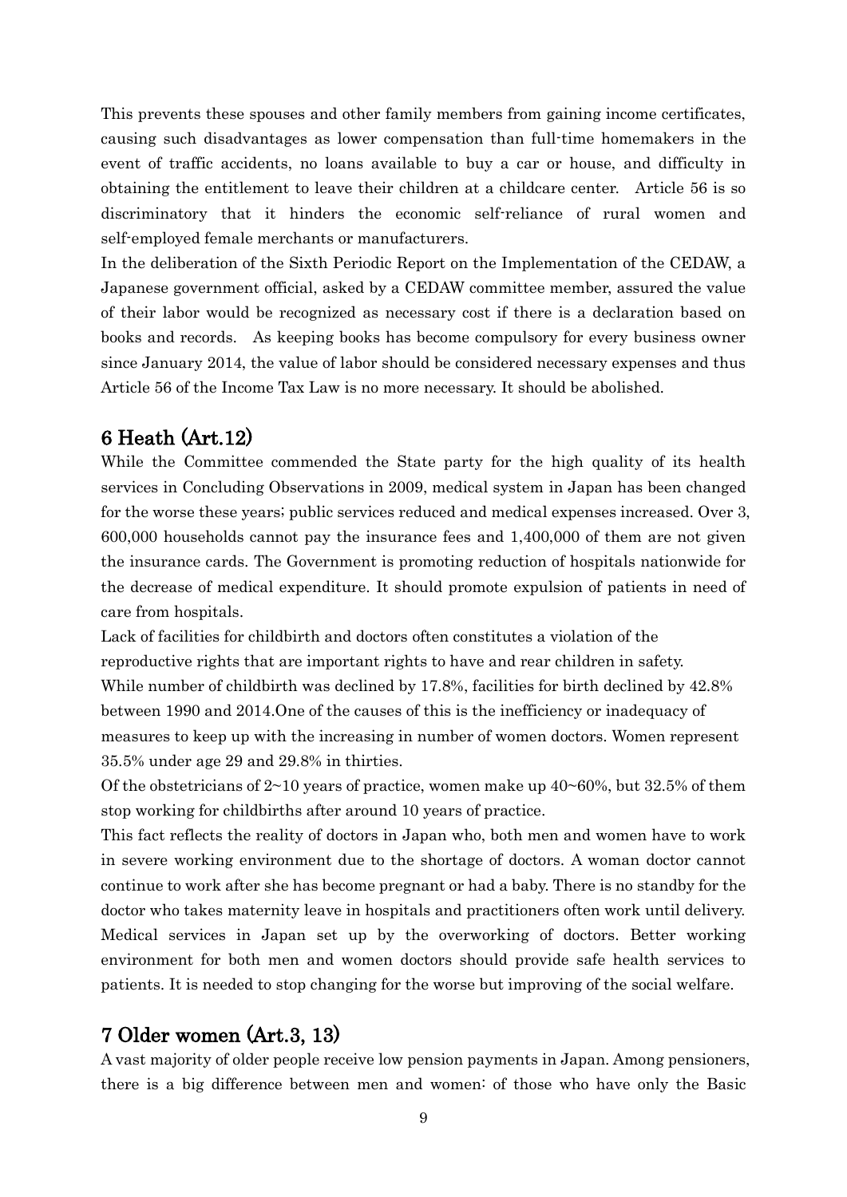This prevents these spouses and other family members from gaining income certificates, causing such disadvantages as lower compensation than full-time homemakers in the event of traffic accidents, no loans available to buy a car or house, and difficulty in obtaining the entitlement to leave their children at a childcare center. Article 56 is so discriminatory that it hinders the economic self-reliance of rural women and self-employed female merchants or manufacturers.

In the deliberation of the Sixth Periodic Report on the Implementation of the CEDAW, a Japanese government official, asked by a CEDAW committee member, assured the value of their labor would be recognized as necessary cost if there is a declaration based on books and records. As keeping books has become compulsory for every business owner since January 2014, the value of labor should be considered necessary expenses and thus Article 56 of the Income Tax Law is no more necessary. It should be abolished.

## 6 Heath (Art.12)

While the Committee commended the State party for the high quality of its health services in Concluding Observations in 2009, medical system in Japan has been changed for the worse these years; public services reduced and medical expenses increased. Over 3, 600,000 households cannot pay the insurance fees and 1,400,000 of them are not given the insurance cards. The Government is promoting reduction of hospitals nationwide for the decrease of medical expenditure. It should promote expulsion of patients in need of care from hospitals.

Lack of facilities for childbirth and doctors often constitutes a violation of the reproductive rights that are important rights to have and rear children in safety.

While number of childbirth was declined by 17.8%, facilities for birth declined by 42.8% between 1990 and 2014.One of the causes of this is the inefficiency or inadequacy of measures to keep up with the increasing in number of women doctors. Women represent 35.5% under age 29 and 29.8% in thirties.

Of the obstetricians of 2~10 years of practice, women make up 40~60%, but 32.5% of them stop working for childbirths after around 10 years of practice.

This fact reflects the reality of doctors in Japan who, both men and women have to work in severe working environment due to the shortage of doctors. A woman doctor cannot continue to work after she has become pregnant or had a baby. There is no standby for the doctor who takes maternity leave in hospitals and practitioners often work until delivery. Medical services in Japan set up by the overworking of doctors. Better working environment for both men and women doctors should provide safe health services to patients. It is needed to stop changing for the worse but improving of the social welfare.

## 7 Older women (Art.3, 13)

A vast majority of older people receive low pension payments in Japan. Among pensioners, there is a big difference between men and women: of those who have only the Basic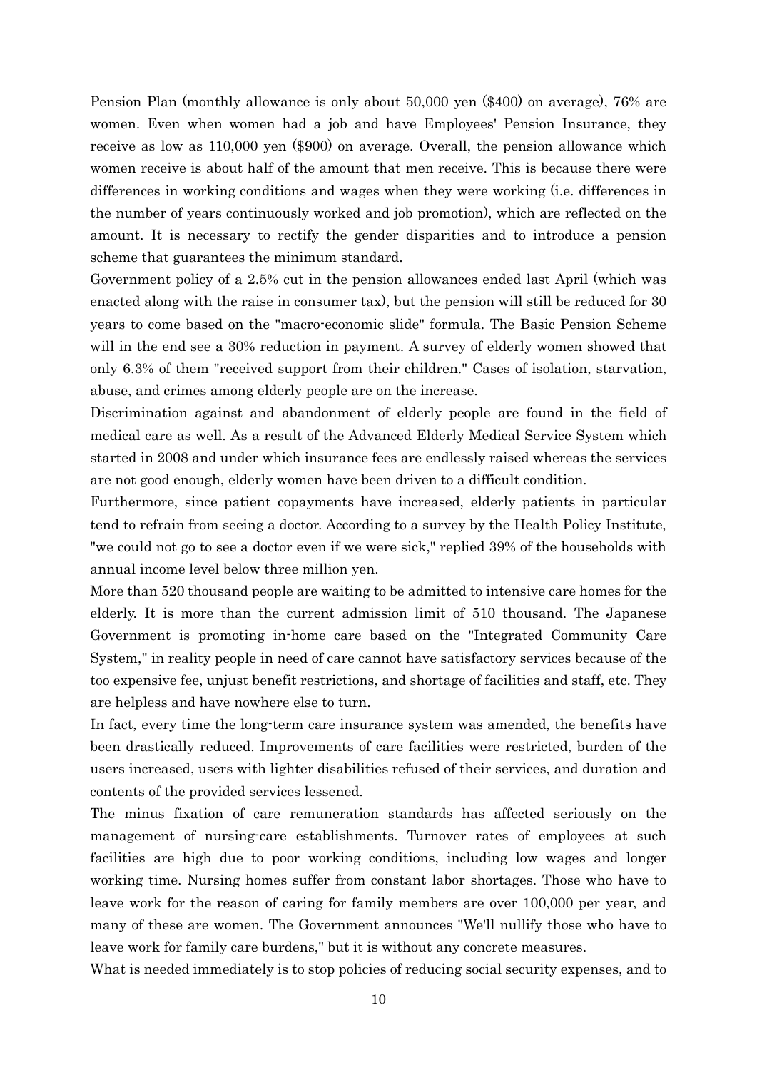Pension Plan (monthly allowance is only about 50,000 yen ($400) on average), 76% are women. Even when women had a job and have Employees' Pension Insurance, they receive as low as 110,000 yen ($900) on average. Overall, the pension allowance which women receive is about half of the amount that men receive. This is because there were differences in working conditions and wages when they were working (i.e. differences in the number of years continuously worked and job promotion), which are reflected on the amount. It is necessary to rectify the gender disparities and to introduce a pension scheme that guarantees the minimum standard.

Government policy of a 2.5% cut in the pension allowances ended last April (which was enacted along with the raise in consumer tax), but the pension will still be reduced for 30 years to come based on the "macro-economic slide" formula. The Basic Pension Scheme will in the end see a 30% reduction in payment. A survey of elderly women showed that only 6.3% of them "received support from their children." Cases of isolation, starvation, abuse, and crimes among elderly people are on the increase.

Discrimination against and abandonment of elderly people are found in the field of medical care as well. As a result of the Advanced Elderly Medical Service System which started in 2008 and under which insurance fees are endlessly raised whereas the services are not good enough, elderly women have been driven to a difficult condition.

Furthermore, since patient copayments have increased, elderly patients in particular tend to refrain from seeing a doctor. According to a survey by the Health Policy Institute, "we could not go to see a doctor even if we were sick," replied 39% of the households with annual income level below three million yen.

More than 520 thousand people are waiting to be admitted to intensive care homes for the elderly. It is more than the current admission limit of 510 thousand. The Japanese Government is promoting in-home care based on the "Integrated Community Care System," in reality people in need of care cannot have satisfactory services because of the too expensive fee, unjust benefit restrictions, and shortage of facilities and staff, etc. They are helpless and have nowhere else to turn.

In fact, every time the long-term care insurance system was amended, the benefits have been drastically reduced. Improvements of care facilities were restricted, burden of the users increased, users with lighter disabilities refused of their services, and duration and contents of the provided services lessened.

The minus fixation of care remuneration standards has affected seriously on the management of nursing-care establishments. Turnover rates of employees at such facilities are high due to poor working conditions, including low wages and longer working time. Nursing homes suffer from constant labor shortages. Those who have to leave work for the reason of caring for family members are over 100,000 per year, and many of these are women. The Government announces "We'll nullify those who have to leave work for family care burdens," but it is without any concrete measures.

What is needed immediately is to stop policies of reducing social security expenses, and to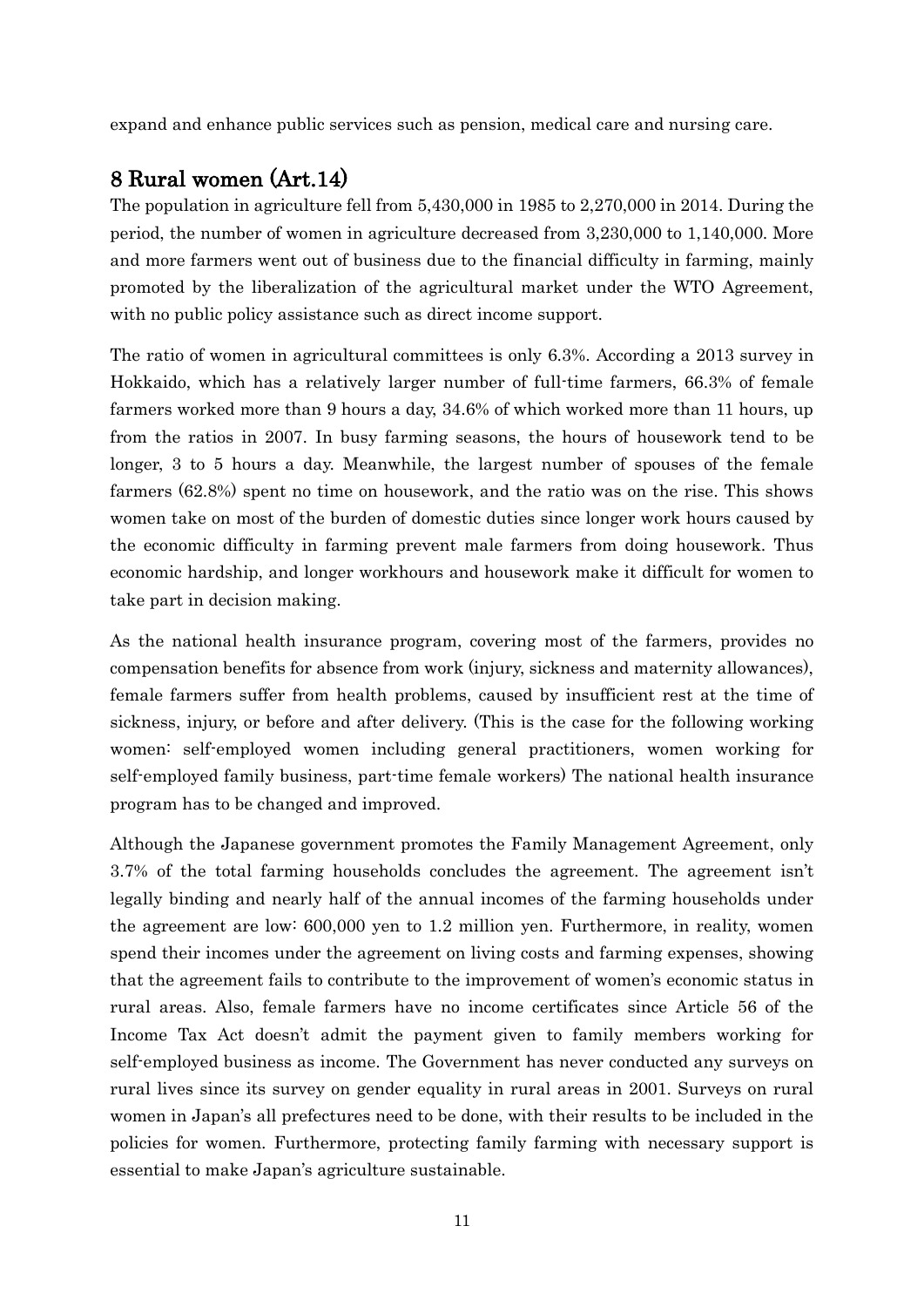expand and enhance public services such as pension, medical care and nursing care.

## 8 Rural women (Art.14)

The population in agriculture fell from 5,430,000 in 1985 to 2,270,000 in 2014. During the period, the number of women in agriculture decreased from 3,230,000 to 1,140,000. More and more farmers went out of business due to the financial difficulty in farming, mainly promoted by the liberalization of the agricultural market under the WTO Agreement, with no public policy assistance such as direct income support.

The ratio of women in agricultural committees is only 6.3%. According a 2013 survey in Hokkaido, which has a relatively larger number of full-time farmers, 66.3% of female farmers worked more than 9 hours a day, 34.6% of which worked more than 11 hours, up from the ratios in 2007. In busy farming seasons, the hours of housework tend to be longer, 3 to 5 hours a day. Meanwhile, the largest number of spouses of the female farmers (62.8%) spent no time on housework, and the ratio was on the rise. This shows women take on most of the burden of domestic duties since longer work hours caused by the economic difficulty in farming prevent male farmers from doing housework. Thus economic hardship, and longer workhours and housework make it difficult for women to take part in decision making.

As the national health insurance program, covering most of the farmers, provides no compensation benefits for absence from work (injury, sickness and maternity allowances), female farmers suffer from health problems, caused by insufficient rest at the time of sickness, injury, or before and after delivery. (This is the case for the following working women: self-employed women including general practitioners, women working for self-employed family business, part-time female workers) The national health insurance program has to be changed and improved.

Although the Japanese government promotes the Family Management Agreement, only 3.7% of the total farming households concludes the agreement. The agreement isn't legally binding and nearly half of the annual incomes of the farming households under the agreement are low: 600,000 yen to 1.2 million yen. Furthermore, in reality, women spend their incomes under the agreement on living costs and farming expenses, showing that the agreement fails to contribute to the improvement of women's economic status in rural areas. Also, female farmers have no income certificates since Article 56 of the Income Tax Act doesn't admit the payment given to family members working for self-employed business as income. The Government has never conducted any surveys on rural lives since its survey on gender equality in rural areas in 2001. Surveys on rural women in Japan's all prefectures need to be done, with their results to be included in the policies for women. Furthermore, protecting family farming with necessary support is essential to make Japan's agriculture sustainable.